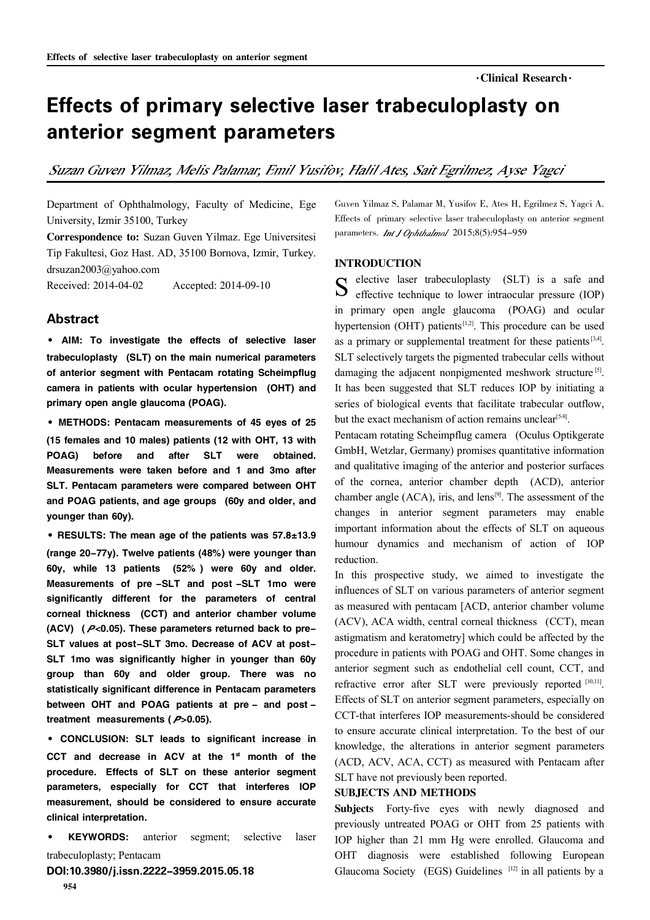·Clinical Research·

# Effects of primary selective laser trabeculoplasty on anterior segment parameters

*Suzan Guven Yilmaz, Melis Palamar, Emil Yusifov, Halil Ates, Sait Egrilmez, Ayse Yagci*

Department of Ophthalmology, Faculty of Medicine, Ege University, Izmir 35100, Turkey

**Correspondence to:** Suzan Guven Yilmaz. Ege Universitesi Tip Fakultesi, Goz Hast. AD, 35100 Bornova, Izmir, Turkey. drsuzan2003@yahoo.com

Received: 2014-04-02 Accepted: 2014-09-10

## Abstract

**• AIM: To investigate the effects of selective laser trabeculoplasty (SLT) on the main numerical parameters of anterior segment with Pentacam rotating Scheimpflug camera in patients with ocular hypertension (OHT) and primary open angle glaucoma (POAG).**

**• METHODS: Pentacam measurements of 45 eyes of 25 (15 females and 10 males) patients (12 with OHT, 13 with POAG) before and after SLT were obtained. Measurements were taken before and 1 and 3mo after SLT. Pentacam parameters were compared between OHT and POAG patients, and age groups (60y and older, and younger than 60y).**

**• RESULTS: The mean age of the patients was 57.8±13.9 (range 20-77y). Twelve patients (48%) were younger than 60y, while 13 patients (52%) were 60y and older. Measurements of pre-SLT and post-SLT 1mo were significantly different for the parameters of central corneal thickness (CCT) and anterior chamber volume (ACV) (*P*<0.05). These parameters returned back to pre-SLT values at post-SLT 3mo. Decrease of ACV at post-SLT 1mo was significantly higher in younger than 60y group than 60y and older group. There was no statistically significant difference in Pentacam parameters between OHT and POAG patients at pre- and post-treatment measurements (*P*>0.05).**

**• CONCLUSION: SLT leads to significant increase in CCT and decrease in ACV at the 1st month of the procedure. Effects of SLT on these anterior segment parameters, especially for CCT that interferes IOP measurement, should be considered to ensure accurate clinical interpretation.**

**• KEYWORDS:** anterior segment; selective laser trabeculoplasty; Pentacam

**DOI:10.3980/j.issn.2222-3959.2015.05.18**

Guven Yilmaz S, Palamar M, Yusifov E, Ates H, Egrilmez S, Yagci A. Effects of primary selective laser trabeculoplasty on anterior segment parameters. *Int J Ophthalmol* 2015;8(5):954-959

## INTRODUCTION

Selective laser trabeculoplasty (SLT) is a safe and effective technique to lower intraocular pressure (IOP) in primary open angle glaucoma (POAG) and ocular hypertension (OHT) patients[1,2]. This procedure can be used as a primary or supplemental treatment for these patients[3,4]. SLT selectively targets the pigmented trabecular cells without damaging the adjacent nonpigmented meshwork structure[5]. It has been suggested that SLT reduces IOP by initiating a series of biological events that facilitate trabecular outflow, but the exact mechanism of action remains unclear[5-8].

Pentacam rotating Scheimpflug camera (Oculus Optikgerate GmbH, Wetzlar, Germany) promises quantitative information and qualitative imaging of the anterior and posterior surfaces of the cornea, anterior chamber depth (ACD), anterior chamber angle (ACA), iris, and lens[9]. The assessment of the changes in anterior segment parameters may enable important information about the effects of SLT on aqueous humour dynamics and mechanism of action of IOP reduction.

In this prospective study, we aimed to investigate the influences of SLT on various parameters of anterior segment as measured with pentacam [ACD, anterior chamber volume (ACV), ACA width, central corneal thickness (CCT), mean astigmatism and keratometry] which could be affected by the procedure in patients with POAG and OHT. Some changes in anterior segment such as endothelial cell count, CCT, and refractive error after SLT were previously reported [10,11]. Effects of SLT on anterior segment parameters, especially on CCT-that interferes IOP measurements-should be considered to ensure accurate clinical interpretation. To the best of our knowledge, the alterations in anterior segment parameters (ACD, ACV, ACA, CCT) as measured with Pentacam after SLT have not previously been reported.

## SUBJECTS AND METHODS

**Subjects** Forty-five eyes with newly diagnosed and previously untreated POAG or OHT from 25 patients with IOP higher than 21 mm Hg were enrolled. Glaucoma and OHT diagnosis were established following European Glaucoma Society (EGS) Guidelines [12] in all patients by a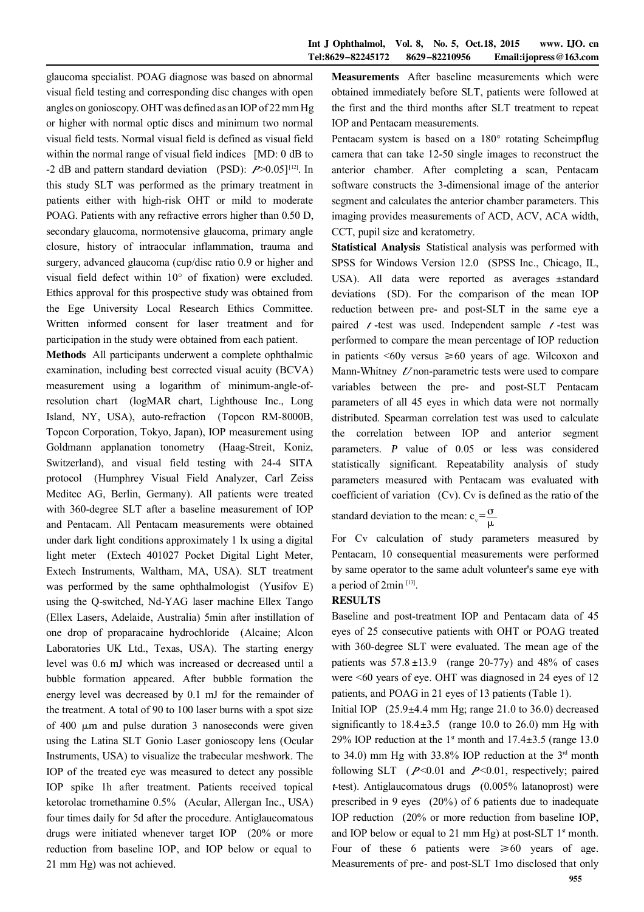glaucoma specialist. POAG diagnose was based on abnormal visual field testing and corresponding disc changes with open angles on gonioscopy. OHT was defined as an IOP of 22 mm Hg or higher with normal optic discs and minimum two normal visual field tests. Normal visual field is defined as visual field within the normal range of visual field indices [MD: 0 dB to -2 dB and pattern standard deviation (PSD): $P$>0.05][12]. In this study SLT was performed as the primary treatment in patients either with high-risk OHT or mild to moderate POAG. Patients with any refractive errors higher than 0.50 D, secondary glaucoma, normotensive glaucoma, primary angle closure, history of intraocular inflammation, trauma and surgery, advanced glaucoma (cup/disc ratio 0.9 or higher and visual field defect within 10° of fixation) were excluded. Ethics approval for this prospective study was obtained from the Ege University Local Research Ethics Committee. Written informed consent for laser treatment and for participation in the study were obtained from each patient.

**Methods** All participants underwent a complete ophthalmic examination, including best corrected visual acuity (BCVA) measurement using a logarithm of minimum-angle-of-resolution chart (logMAR chart, Lighthouse Inc., Long Island, NY, USA), auto-refraction (Topcon RM-8000B, Topcon Corporation, Tokyo, Japan), IOP measurement using Goldmann applanation tonometry (Haag-Streit, Koniz, Switzerland), and visual field testing with 24-4 SITA protocol (Humphrey Visual Field Analyzer, Carl Zeiss Meditec AG, Berlin, Germany). All patients were treated with 360-degree SLT after a baseline measurement of IOP and Pentacam. All Pentacam measurements were obtained under dark light conditions approximately 1 lx using a digital light meter (Extech 401027 Pocket Digital Light Meter, Extech Instruments, Waltham, MA, USA). SLT treatment was performed by the same ophthalmologist (Yusifov E) using the Q-switched, Nd-YAG laser machine Ellex Tango (Ellex Lasers, Adelaide, Australia) 5min after instillation of one drop of proparacaine hydrochloride (Alcaine; Alcon Laboratories UK Ltd., Texas, USA). The starting energy level was 0.6 mJ which was increased or decreased until a bubble formation appeared. After bubble formation the energy level was decreased by 0.1 mJ for the remainder of the treatment. A total of 90 to 100 laser burns with a spot size of 400 μm and pulse duration 3 nanoseconds were given using the Latina SLT Gonio Laser gonioscopy lens (Ocular Instruments, USA) to visualize the trabecular meshwork. The IOP of the treated eye was measured to detect any possible IOP spike 1h after treatment. Patients received topical ketorolac tromethamine 0.5% (Acular, Allergan Inc., USA) four times daily for 5d after the procedure. Antiglaucomatous drugs were initiated whenever target IOP (20% or more reduction from baseline IOP, and IOP below or equal to 21 mm Hg) was not achieved.

**Measurements** After baseline measurements which were obtained immediately before SLT, patients were followed at the first and the third months after SLT treatment to repeat IOP and Pentacam measurements.

Pentacam system is based on a 180° rotating Scheimpflug camera that can take 12-50 single images to reconstruct the anterior chamber. After completing a scan, Pentacam software constructs the 3-dimensional image of the anterior segment and calculates the anterior chamber parameters. This imaging provides measurements of ACD, ACV, ACA width, CCT, pupil size and keratometry.

**Statistical Analysis** Statistical analysis was performed with SPSS for Windows Version 12.0 (SPSS Inc., Chicago, IL, USA). All data were reported as averages ±standard deviations (SD). For the comparison of the mean IOP reduction between pre- and post-SLT in the same eye a paired $t$-test was used. Independent sample $t$-test was performed to compare the mean percentage of IOP reduction in patients <60y versus ≥60 years of age. Wilcoxon and Mann-Whitney $U$ non-parametric tests were used to compare variables between the pre- and post-SLT Pentacam parameters of all 45 eyes in which data were not normally distributed. Spearman correlation test was used to calculate the correlation between IOP and anterior segment parameters. $P$ value of 0.05 or less was considered statistically significant. Repeatability analysis of study parameters measured with Pentacam was evaluated with coefficient of variation (Cv). Cv is defined as the ratio of the standard deviation to the mean: $c_v = \frac{\sigma}{\mu}$

For Cv calculation of study parameters measured by Pentacam, 10 consequential measurements were performed by same operator to the same adult volunteer's same eye with a period of 2min [13].

## RESULTS

Baseline and post-treatment IOP and Pentacam data of 45 eyes of 25 consecutive patients with OHT or POAG treated with 360-degree SLT were evaluated. The mean age of the patients was 57.8±13.9 (range 20-77y) and 48% of cases were <60 years of eye. OHT was diagnosed in 24 eyes of 12 patients, and POAG in 21 eyes of 13 patients (Table 1).

Initial IOP (25.9±4.4 mm Hg; range 21.0 to 36.0) decreased significantly to 18.4±3.5 (range 10.0 to 26.0) mm Hg with 29% IOP reduction at the 1st month and 17.4±3.5 (range 13.0 to 34.0) mm Hg with 33.8% IOP reduction at the 3rd month following SLT ($P$<0.01 and $P$<0.01, respectively; paired $t$-test). Antiglaucomatous drugs (0.005% latanoprost) were prescribed in 9 eyes (20%) of 6 patients due to inadequate IOP reduction (20% or more reduction from baseline IOP, and IOP below or equal to 21 mm Hg) at post-SLT 1st month. Four of these 6 patients were ≥60 years of age. Measurements of pre- and post-SLT 1mo disclosed that only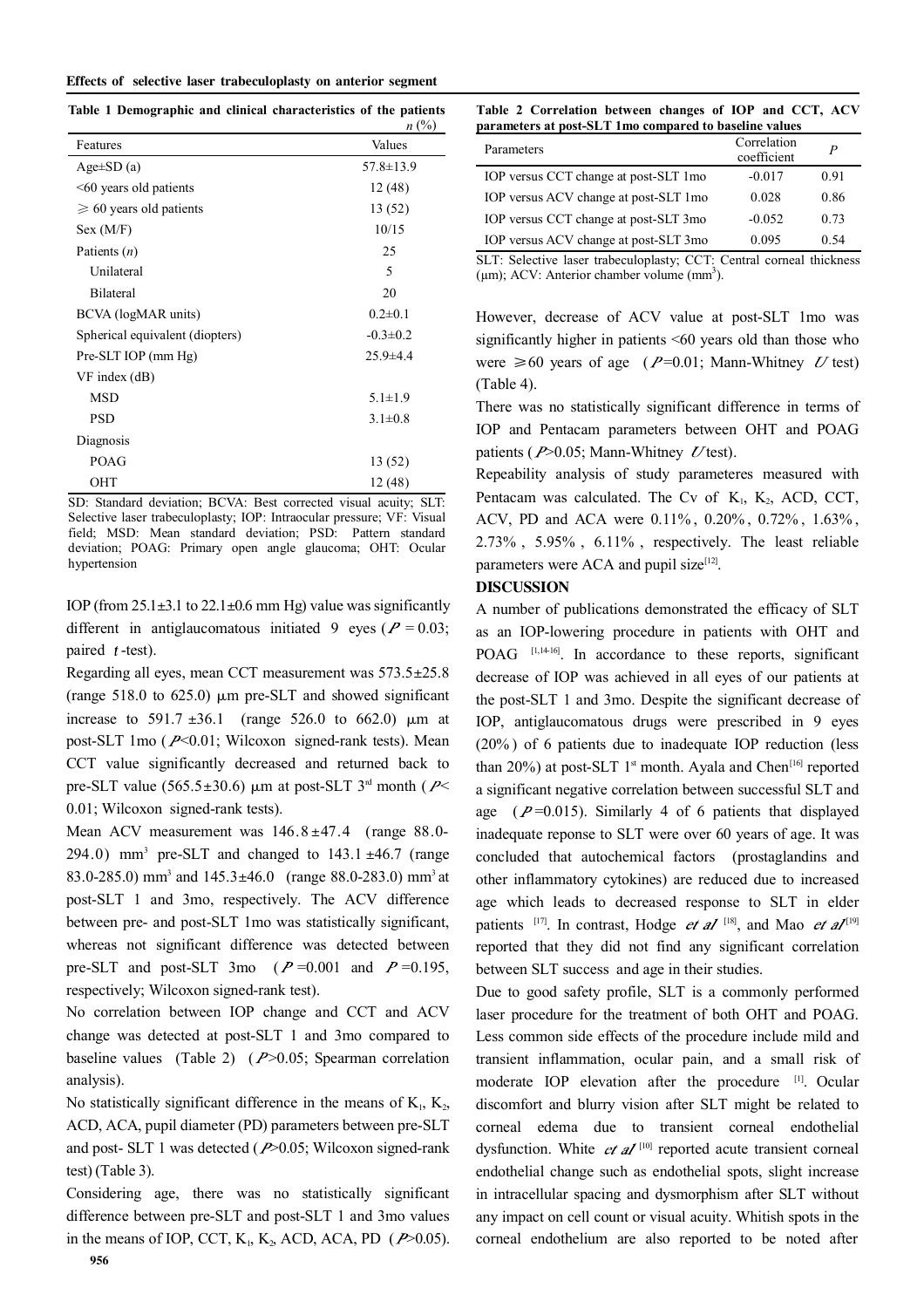**Table 1 Demographic and clinical characteristics of the patients** *n* (%)

| Features | Values |
|---|---|
| Age±SD (a) | 57.8±13.9 |
| <60 years old patients | 12 (48) |
| ≥ 60 years old patients | 13 (52) |
| Sex (M/F) | 10/15 |
| Patients (*n*) | 25 |
| Unilateral | 5 |
| Bilateral | 20 |
| BCVA (logMAR units) | 0.2±0.1 |
| Spherical equivalent (diopters) | -0.3±0.2 |
| Pre-SLT IOP (mm Hg) | 25.9±4.4 |
| VF index (dB) | |
| MSD | 5.1±1.9 |
| PSD | 3.1±0.8 |
| Diagnosis | |
| POAG | 13 (52) |
| OHT | 12 (48) |

SD: Standard deviation; BCVA: Best corrected visual acuity; SLT: Selective laser trabeculoplasty; IOP: Intraocular pressure; VF: Visual field; MSD: Mean standard deviation; PSD: Pattern standard deviation; POAG: Primary open angle glaucoma; OHT: Ocular hypertension

IOP (from 25.1±3.1 to 22.1±0.6 mm Hg) value was significantly different in antiglaucomatous initiated 9 eyes ($P$ = 0.03; paired $t$-test).

Regarding all eyes, mean CCT measurement was 573.5±25.8 (range 518.0 to 625.0) μm pre-SLT and showed significant increase to 591.7±36.1 (range 526.0 to 662.0) μm at post-SLT 1mo ($P$<0.01; Wilcoxon signed-rank tests). Mean CCT value significantly decreased and returned back to pre-SLT value (565.5±30.6) μm at post-SLT 3rd month ($P$< 0.01; Wilcoxon signed-rank tests).

Mean ACV measurement was 146.8±47.4 (range 88.0-294.0) mm³ pre-SLT and changed to 143.1±46.7 (range 83.0-285.0) mm³ and 145.3±46.0 (range 88.0-283.0) mm³ at post-SLT 1 and 3mo, respectively. The ACV difference between pre- and post-SLT 1mo was statistically significant, whereas not significant difference was detected between pre-SLT and post-SLT 3mo ($P$=0.001 and $P$=0.195, respectively; Wilcoxon signed-rank test).

No correlation between IOP change and CCT and ACV change was detected at post-SLT 1 and 3mo compared to baseline values (Table 2) ($P$>0.05; Spearman correlation analysis).

No statistically significant difference in the means of $K_1$, $K_2$, ACD, ACA, pupil diameter (PD) parameters between pre-SLT and post- SLT 1 was detected ($P$>0.05; Wilcoxon signed-rank test) (Table 3).

Considering age, there was no statistically significant difference between pre-SLT and post-SLT 1 and 3mo values in the means of IOP, CCT, $K_1$, $K_2$, ACD, ACA, PD ($P$>0.05).

**Table 2 Correlation between changes of IOP and CCT, ACV parameters at post-SLT 1mo compared to baseline values**

| Parameters | Correlation coefficient | $P$ |
|---|---|---|
| IOP versus CCT change at post-SLT 1mo | -0.017 | 0.91 |
| IOP versus ACV change at post-SLT 1mo | 0.028 | 0.86 |
| IOP versus CCT change at post-SLT 3mo | -0.052 | 0.73 |
| IOP versus ACV change at post-SLT 3mo | 0.095 | 0.54 |

SLT: Selective laser trabeculoplasty; CCT: Central corneal thickness (μm); ACV: Anterior chamber volume (mm³).

However, decrease of ACV value at post-SLT 1mo was significantly higher in patients <60 years old than those who were ≥60 years of age ($P$=0.01; Mann-Whitney $U$ test) (Table 4).

There was no statistically significant difference in terms of IOP and Pentacam parameters between OHT and POAG patients ($P$>0.05; Mann-Whitney $U$ test).

Repeability analysis of study parameteres measured with Pentacam was calculated. The Cv of $K_1$, $K_2$, ACD, CCT, ACV, PD and ACA were 0.11%, 0.20%, 0.72%, 1.63%, 2.73%, 5.95%, 6.11%, respectively. The least reliable parameters were ACA and pupil size[12].

## DISCUSSION

A number of publications demonstrated the efficacy of SLT as an IOP-lowering procedure in patients with OHT and POAG [1,14-16]. In accordance to these reports, significant decrease of IOP was achieved in all eyes of our patients at the post-SLT 1 and 3mo. Despite the significant decrease of IOP, antiglaucomatous drugs were prescribed in 9 eyes (20%) of 6 patients due to inadequate IOP reduction (less than 20%) at post-SLT 1st month. Ayala and Chen[16] reported a significant negative correlation between successful SLT and age ($P$=0.015). Similarly 4 of 6 patients that displayed inadequate reponse to SLT were over 60 years of age. It was concluded that autochemical factors (prostaglandins and other inflammatory cytokines) are reduced due to increased age which leads to decreased response to SLT in elder patients [17]. In contrast, Hodge *et al* [18], and Mao *et al*[19] reported that they did not find any significant correlation between SLT success and age in their studies.

Due to good safety profile, SLT is a commonly performed laser procedure for the treatment of both OHT and POAG. Less common side effects of the procedure include mild and transient inflammation, ocular pain, and a small risk of moderate IOP elevation after the procedure [1]. Ocular discomfort and blurry vision after SLT might be related to corneal edema due to transient corneal endothelial dysfunction. White *et al* [10] reported acute transient corneal endothelial change such as endothelial spots, slight increase in intracellular spacing and dysmorphism after SLT without any impact on cell count or visual acuity. Whitish spots in the corneal endothelium are also reported to be noted after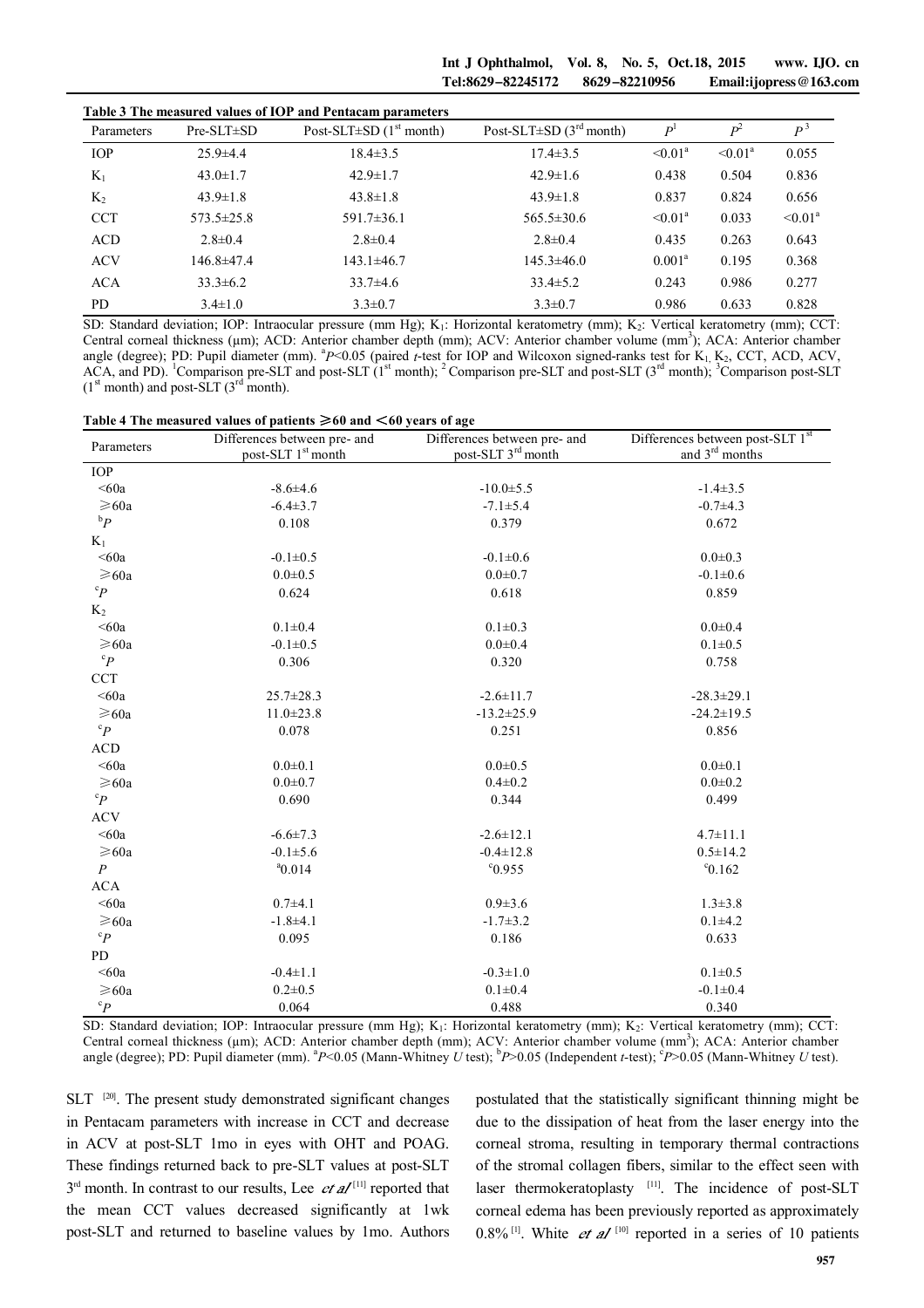**Table 3 The measured values of IOP and Pentacam parameters**

| Parameters | Pre-SLT±SD | Post-SLT±SD (1[st] month) | Post-SLT±SD (3[rd] month) | $P^1$ | $P^2$ | $P^3$ |
|---|---|---|---|---|---|---|
| IOP | 25.9±4.4 | 18.4±3.5 | 17.4±3.5 | <0.01[a] | <0.01[a] | 0.055 |
| $K_1$ | 43.0±1.7 | 42.9±1.7 | 42.9±1.6 | 0.438 | 0.504 | 0.836 |
| $K_2$ | 43.9±1.8 | 43.8±1.8 | 43.9±1.8 | 0.837 | 0.824 | 0.656 |
| CCT | 573.5±25.8 | 591.7±36.1 | 565.5±30.6 | <0.01[a] | 0.033 | <0.01[a] |
| ACD | 2.8±0.4 | 2.8±0.4 | 2.8±0.4 | 0.435 | 0.263 | 0.643 |
| ACV | 146.8±47.4 | 143.1±46.7 | 145.3±46.0 | 0.001[a] | 0.195 | 0.368 |
| ACA | 33.3±6.2 | 33.7±4.6 | 33.4±5.2 | 0.243 | 0.986 | 0.277 |
| PD | 3.4±1.0 | 3.3±0.7 | 3.3±0.7 | 0.986 | 0.633 | 0.828 |

SD: Standard deviation; IOP: Intraocular pressure (mm Hg); $K_1$: Horizontal keratometry (mm); $K_2$: Vertical keratometry (mm); CCT: Central corneal thickness (μm); ACD: Anterior chamber depth (mm); ACV: Anterior chamber volume ($mm^3$); ACA: Anterior chamber angle (degree); PD: Pupil diameter (mm). [a]$P<0.05$ (paired *t*-test for IOP and Wilcoxon signed-ranks test for $K_1$, $K_2$, CCT, ACD, ACV, ACA, and PD). [1]Comparison pre-SLT and post-SLT (1[st] month); [2]Comparison pre-SLT and post-SLT (3[rd] month); [3]Comparison post-SLT (1[st] month) and post-SLT (3[rd] month).

**Table 4 The measured values of patients ≥60 and <60 years of age**

| Parameters | Differences between pre- and post-SLT 1[st] month | Differences between pre- and post-SLT 3[rd] month | Differences between post-SLT 1[st] and 3[rd] months |
|---|---|---|---|
| IOP | | | |
| <60a | -8.6±4.6 | -10.0±5.5 | -1.4±3.5 |
| ≥60a | -6.4±3.7 | -7.1±5.4 | -0.7±4.3 |
| [b]$P$ | 0.108 | 0.379 | 0.672 |
| $K_1$ | | | |
| <60a | -0.1±0.5 | -0.1±0.6 | 0.0±0.3 |
| ≥60a | 0.0±0.5 | 0.0±0.7 | -0.1±0.6 |
| [c]$P$ | 0.624 | 0.618 | 0.859 |
| $K_2$ | | | |
| <60a | 0.1±0.4 | 0.1±0.3 | 0.0±0.4 |
| ≥60a | -0.1±0.5 | 0.0±0.4 | 0.1±0.5 |
| [c]$P$ | 0.306 | 0.320 | 0.758 |
| CCT | | | |
| <60a | 25.7±28.3 | -2.6±11.7 | -28.3±29.1 |
| ≥60a | 11.0±23.8 | -13.2±25.9 | -24.2±19.5 |
| [c]$P$ | 0.078 | 0.251 | 0.856 |
| ACD | | | |
| <60a | 0.0±0.1 | 0.0±0.5 | 0.0±0.1 |
| ≥60a | 0.0±0.7 | 0.4±0.2 | 0.0±0.2 |
| [c]$P$ | 0.690 | 0.344 | 0.499 |
| ACV | | | |
| <60a | -6.6±7.3 | -2.6±12.1 | 4.7±11.1 |
| ≥60a | -0.1±5.6 | -0.4±12.8 | 0.5±14.2 |
| $P$ | [a]0.014 | [c]0.955 | [c]0.162 |
| ACA | | | |
| <60a | 0.7±4.1 | 0.9±3.6 | 1.3±3.8 |
| ≥60a | -1.8±4.1 | -1.7±3.2 | 0.1±4.2 |
| [c]$P$ | 0.095 | 0.186 | 0.633 |
| PD | | | |
| <60a | -0.4±1.1 | -0.3±1.0 | 0.1±0.5 |
| ≥60a | 0.2±0.5 | 0.1±0.4 | -0.1±0.4 |
| [c]$P$ | 0.064 | 0.488 | 0.340 |

SD: Standard deviation; IOP: Intraocular pressure (mm Hg); $K_1$: Horizontal keratometry (mm); $K_2$: Vertical keratometry (mm); CCT: Central corneal thickness (μm); ACD: Anterior chamber depth (mm); ACV: Anterior chamber volume ($mm^3$); ACA: Anterior chamber angle (degree); PD: Pupil diameter (mm). [a]$P<0.05$ (Mann-Whitney *U* test); [b]$P>0.05$ (Independent *t*-test); [c]$P>0.05$ (Mann-Whitney *U* test).

SLT [20]. The present study demonstrated significant changes in Pentacam parameters with increase in CCT and decrease in ACV at post-SLT 1mo in eyes with OHT and POAG. These findings returned back to pre-SLT values at post-SLT 3[rd] month. In contrast to our results, Lee *et al* [11] reported that the mean CCT values decreased significantly at 1wk post-SLT and returned to baseline values by 1mo. Authors postulated that the statistically significant thinning might be due to the dissipation of heat from the laser energy into the corneal stroma, resulting in temporary thermal contractions of the stromal collagen fibers, similar to the effect seen with laser thermokeratoplasty [11]. The incidence of post-SLT corneal edema has been previously reported as approximately 0.8% [1]. White *et al* [10] reported in a series of 10 patients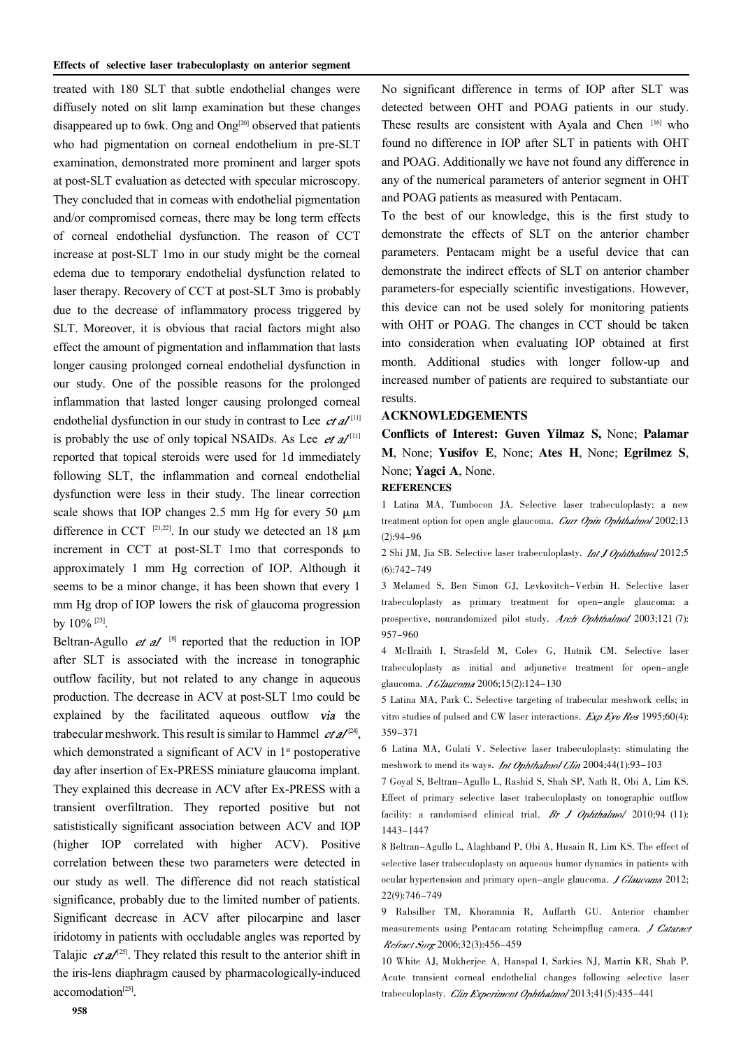treated with 180 SLT that subtle endothelial changes were diffusely noted on slit lamp examination but these changes disappeared up to 6wk. Ong and Ong[20] observed that patients who had pigmentation on corneal endothelium in pre-SLT examination, demonstrated more prominent and larger spots at post-SLT evaluation as detected with specular microscopy. They concluded that in corneas with endothelial pigmentation and/or compromised corneas, there may be long term effects of corneal endothelial dysfunction. The reason of CCT increase at post-SLT 1mo in our study might be the corneal edema due to temporary endothelial dysfunction related to laser therapy. Recovery of CCT at post-SLT 3mo is probably due to the decrease of inflammatory process triggered by SLT. Moreover, it is obvious that racial factors might also effect the amount of pigmentation and inflammation that lasts longer causing prolonged corneal endothelial dysfunction in our study. One of the possible reasons for the prolonged inflammation that lasted longer causing prolonged corneal endothelial dysfunction in our study in contrast to Lee *et al*[11] is probably the use of only topical NSAIDs. As Lee *et al*[11] reported that topical steroids were used for 1d immediately following SLT, the inflammation and corneal endothelial dysfunction were less in their study. The linear correction scale shows that IOP changes 2.5 mm Hg for every 50 μm difference in CCT [21,22]. In our study we detected an 18 μm increment in CCT at post-SLT 1mo that corresponds to approximately 1 mm Hg correction of IOP. Although it seems to be a minor change, it has been shown that every 1 mm Hg drop of IOP lowers the risk of glaucoma progression by 10% [23].

Beltran-Agullo *et al* [8] reported that the reduction in IOP after SLT is associated with the increase in tonographic outflow facility, but not related to any change in aqueous production. The decrease in ACV at post-SLT 1mo could be explained by the facilitated aqueous outflow *via* the trabecular meshwork. This result is similar to Hammel *et al*[24], which demonstrated a significant of ACV in 1st postoperative day after insertion of Ex-PRESS miniature glaucoma implant. They explained this decrease in ACV after Ex-PRESS with a transient overfiltration. They reported positive but not satististically significant association between ACV and IOP (higher IOP correlated with higher ACV). Positive correlation between these two parameters were detected in our study as well. The difference did not reach statistical significance, probably due to the limited number of patients. Significant decrease in ACV after pilocarpine and laser iridotomy in patients with occludable angles was reported by Talajic *et al*[25]. They related this result to the anterior shift in the iris-lens diaphragm caused by pharmacologically-induced accomodation[25].

No significant difference in terms of IOP after SLT was detected between OHT and POAG patients in our study. These results are consistent with Ayala and Chen [16] who found no difference in IOP after SLT in patients with OHT and POAG. Additionally we have not found any difference in any of the numerical parameters of anterior segment in OHT and POAG patients as measured with Pentacam.

To the best of our knowledge, this is the first study to demonstrate the effects of SLT on the anterior chamber parameters. Pentacam might be a useful device that can demonstrate the indirect effects of SLT on anterior chamber parameters-for especially scientific investigations. However, this device can not be used solely for monitoring patients with OHT or POAG. The changes in CCT should be taken into consideration when evaluating IOP obtained at first month. Additional studies with longer follow-up and increased number of patients are required to substantiate our results.

## ACKNOWLEDGEMENTS

**Conflicts of Interest: Guven Yilmaz S,** None; **Palamar M**, None; **Yusifov E**, None; **Ates H**, None; **Egrilmez S**, None; **Yagci A**, None.

## REFERENCES

1 Latina MA, Tumbocon JA. Selective laser trabeculoplasty: a new treatment option for open angle glaucoma. *Curr Opin Ophthalmol* 2002;13(2):94-96

2 Shi JM, Jia SB. Selective laser trabeculoplasty. *Int J Ophthalmol* 2012;5(6):742-749

3 Melamed S, Ben Simon GJ, Levkovitch-Verbin H. Selective laser trabeculoplasty as primary treatment for open-angle glaucoma: a prospective, nonrandomized pilot study. *Arch Ophthalmol* 2003;121(7):957-960

4 McIlraith I, Strasfeld M, Colev G, Hutnik CM. Selective laser trabeculoplasty as initial and adjunctive treatment for open-angle glaucoma. *J Glaucoma* 2006;15(2):124-130

5 Latina MA, Park C. Selective targeting of trabecular meshwork cells; in vitro studies of pulsed and CW laser interactions. *Exp Eye Res* 1995;60(4):359-371

6 Latina MA, Gulati V. Selective laser trabeculoplasty: stimulating the meshwork to mend its ways. *Int Ophthalmol Clin* 2004;44(1):93-103

7 Goyal S, Beltran-Agullo L, Rashid S, Shah SP, Nath R, Obi A, Lim KS. Effect of primary selective laser trabeculoplasty on tonographic outflow facility: a randomised clinical trial. *Br J Ophthalmol* 2010;94(11):1443-1447

8 Beltran-Agullo L, Alaghband P, Obi A, Husain R, Lim KS. The effect of selective laser trabeculoplasty on aqueous humor dynamics in patients with ocular hypertension and primary open-angle glaucoma. *J Glaucoma* 2012;22(9):746-749

9 Rabsilber TM, Khoramnia R, Auffarth GU. Anterior chamber measurements using Pentacam rotating Scheimpflug camera. *J Cataract Refract Surg* 2006;32(3):456-459

10 White AJ, Mukherjee A, Hanspal I, Sarkies NJ, Martin KR, Shah P. Acute transient corneal endothelial changes following selective laser trabeculoplasty. *Clin Experiment Ophthalmol* 2013;41(5):435-441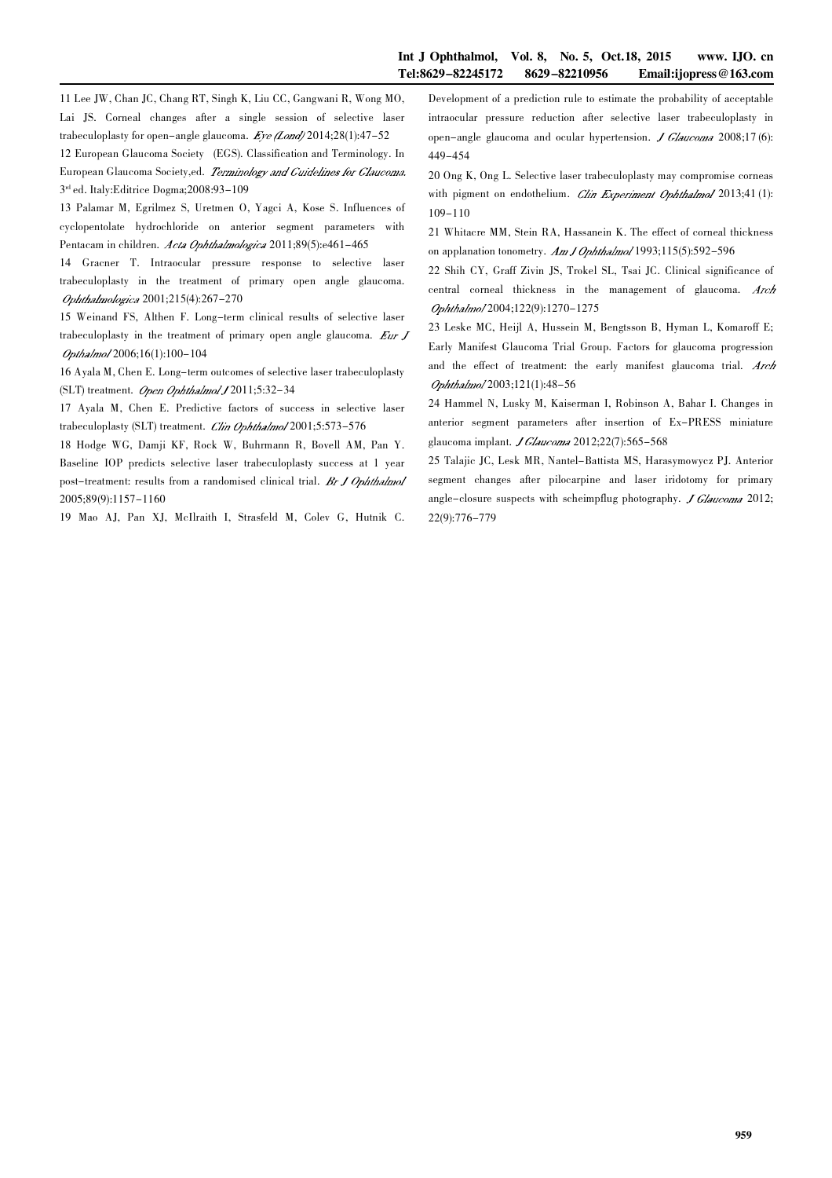11 Lee JW, Chan JC, Chang RT, Singh K, Liu CC, Gangwani R, Wong MO, Lai JS. Corneal changes after a single session of selective laser trabeculoplasty for open-angle glaucoma. *Eye (Lond)* 2014;28(1):47-52

12 European Glaucoma Society (EGS). Classification and Terminology. In European Glaucoma Society,ed. *Terminology and Guidelines for Glaucoma*. 3rd ed. Italy:Editrice Dogma;2008:93-109

13 Palamar M, Egrilmez S, Uretmen O, Yagci A, Kose S. Influences of cyclopentolate hydrochloride on anterior segment parameters with Pentacam in children. *Acta Ophthalmologica* 2011;89(5):e461-465

14 Gracner T. Intraocular pressure response to selective laser trabeculoplasty in the treatment of primary open angle glaucoma. *Ophthalmologica* 2001;215(4):267-270

15 Weinand FS, Althen F. Long-term clinical results of selective laser trabeculoplasty in the treatment of primary open angle glaucoma. *Eur J Opthalmol* 2006;16(1):100-104

16 Ayala M, Chen E. Long-term outcomes of selective laser trabeculoplasty (SLT) treatment. *Open Ophthalmol J* 2011;5:32-34

17 Ayala M, Chen E. Predictive factors of success in selective laser trabeculoplasty (SLT) treatment. *Clin Ophthalmol* 2001;5:573-576

18 Hodge WG, Damji KF, Rock W, Buhrmann R, Bovell AM, Pan Y. Baseline IOP predicts selective laser trabeculoplasty success at 1 year post-treatment: results from a randomised clinical trial. *Br J Ophthalmol* 2005;89(9):1157-1160

19 Mao AJ, Pan XJ, McIlraith I, Strasfeld M, Colev G, Hutnik C. Development of a prediction rule to estimate the probability of acceptable intraocular pressure reduction after selective laser trabeculoplasty in open-angle glaucoma and ocular hypertension. *J Glaucoma* 2008;17(6):449-454

20 Ong K, Ong L. Selective laser trabeculoplasty may compromise corneas with pigment on endothelium. *Clin Experiment Ophthalmol* 2013;41(1):109-110

21 Whitacre MM, Stein RA, Hassanein K. The effect of corneal thickness on applanation tonometry. *Am J Ophthalmol* 1993;115(5):592-596

22 Shih CY, Graff Zivin JS, Trokel SL, Tsai JC. Clinical significance of central corneal thickness in the management of glaucoma. *Arch Ophthalmol* 2004;122(9):1270-1275

23 Leske MC, Heijl A, Hussein M, Bengtsson B, Hyman L, Komaroff E; Early Manifest Glaucoma Trial Group. Factors for glaucoma progression and the effect of treatment: the early manifest glaucoma trial. *Arch Ophthalmol* 2003;121(1):48-56

24 Hammel N, Lusky M, Kaiserman I, Robinson A, Bahar I. Changes in anterior segment parameters after insertion of Ex-PRESS miniature glaucoma implant. *J Glaucoma* 2012;22(7):565-568

25 Talajic JC, Lesk MR, Nantel-Battista MS, Harasymowycz PJ. Anterior segment changes after pilocarpine and laser iridotomy for primary angle-closure suspects with scheimpflug photography. *J Glaucoma* 2012; 22(9):776-779